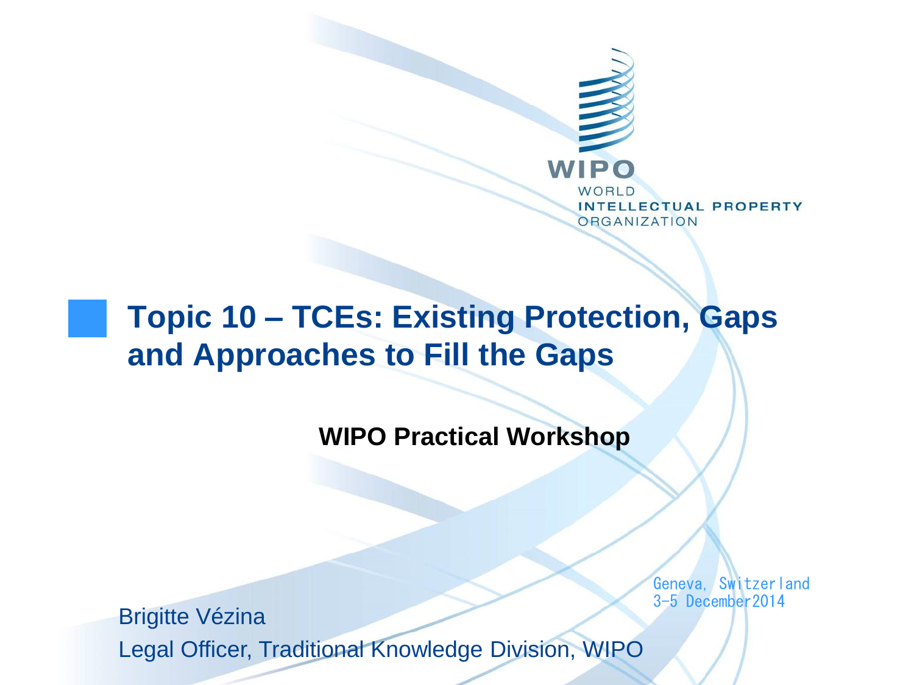WIPO

WORLD
INTELLECTUAL PROPERTY
ORGANIZATION

# Topic 10 – TCEs: Existing Protection, Gaps and Approaches to Fill the Gaps

**WIPO Practical Workshop**

Geneva, Switzerland
3-5 December 2014

Brigitte Vézina
Legal Officer, Traditional Knowledge Division, WIPO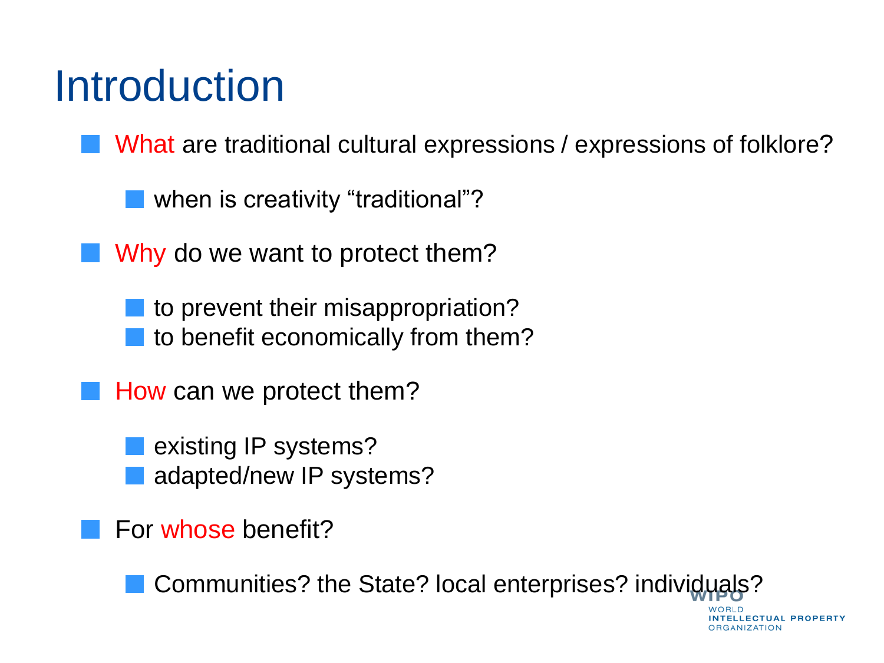# Introduction

- What are traditional cultural expressions / expressions of folklore?
  - when is creativity "traditional"?
- Why do we want to protect them?
  - to prevent their misappropriation?
  - to benefit economically from them?
- How can we protect them?
  - existing IP systems?
  - adapted/new IP systems?
- For whose benefit?
  - Communities? the State? local enterprises? individuals?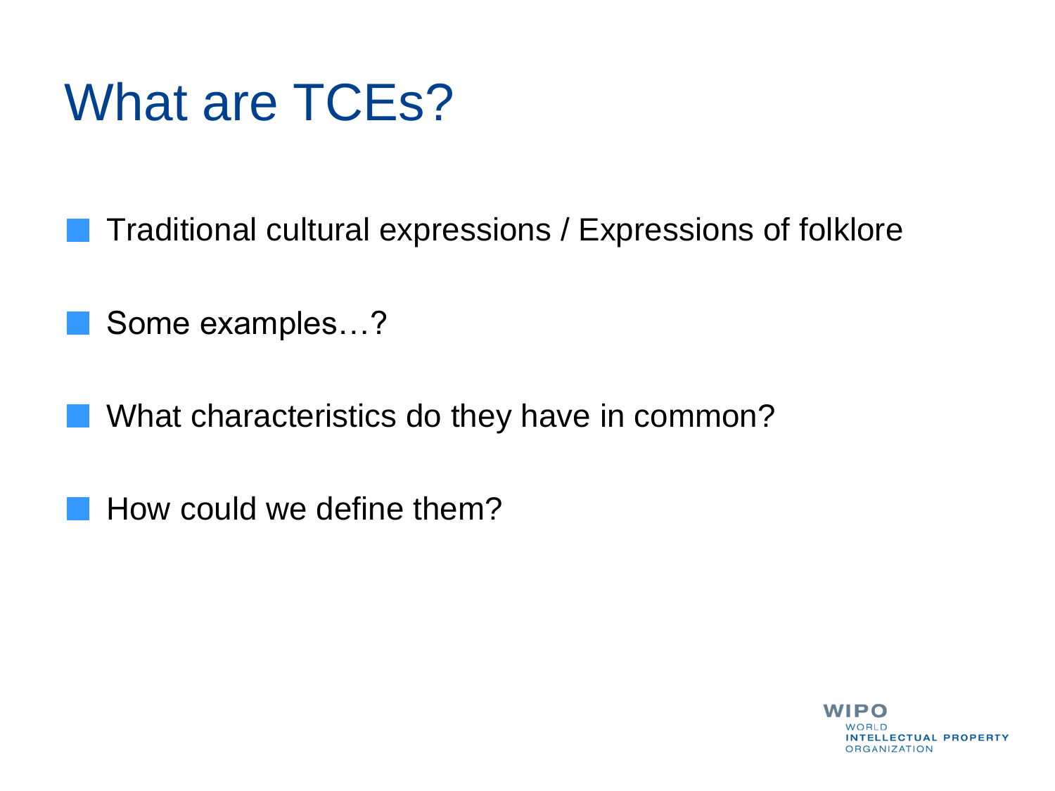# What are TCEs?

- Traditional cultural expressions / Expressions of folklore
- Some examples…?
- What characteristics do they have in common?
- How could we define them?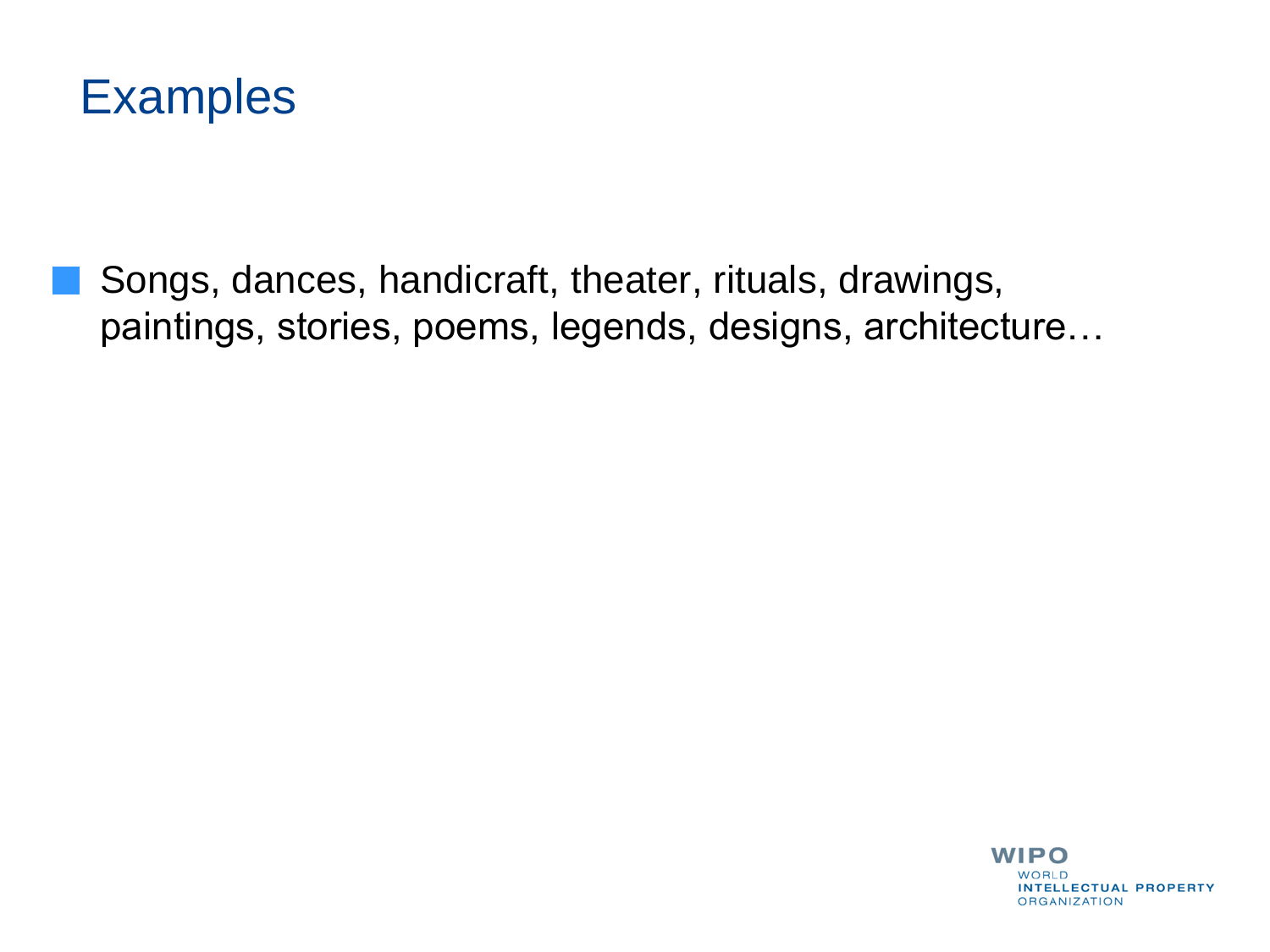# Examples

- Songs, dances, handicraft, theater, rituals, drawings, paintings, stories, poems, legends, designs, architecture…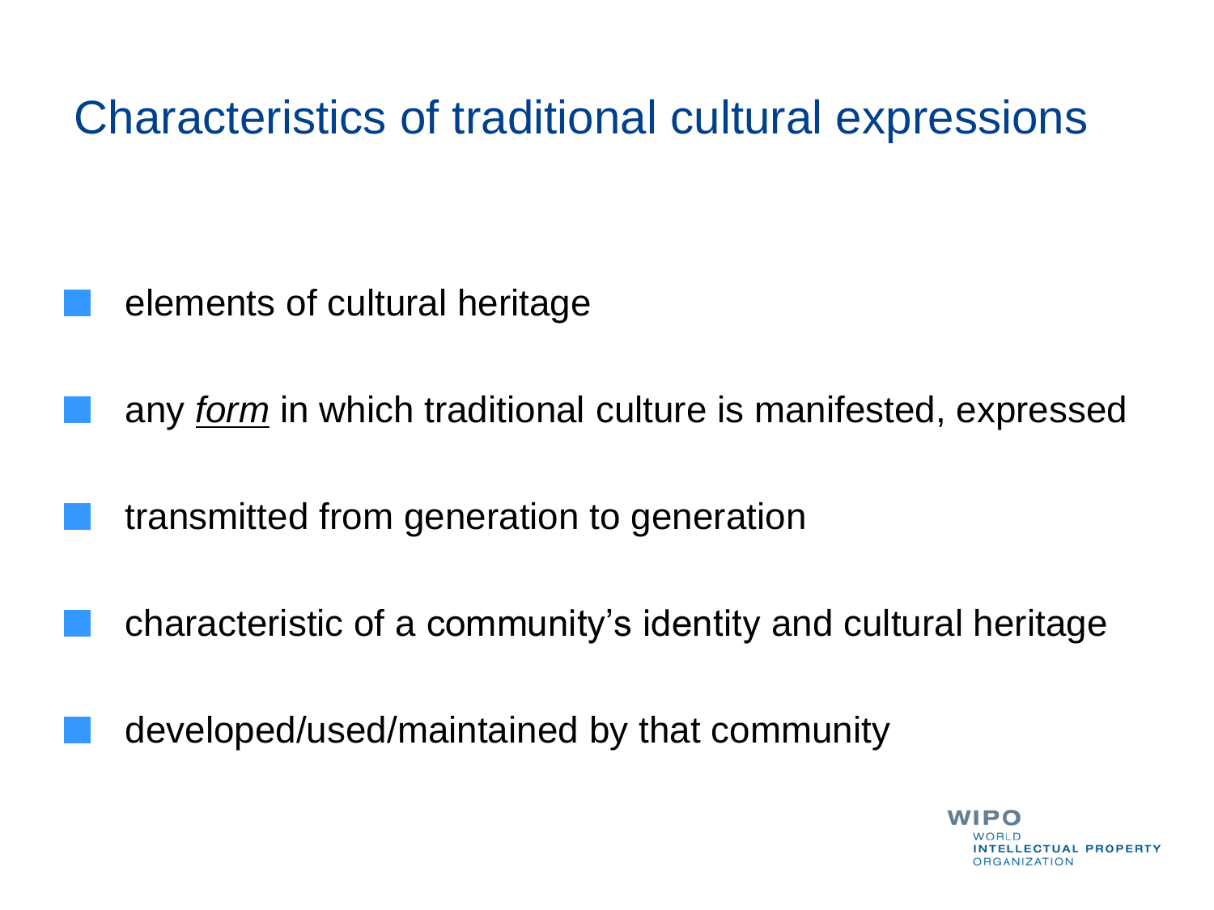# Characteristics of traditional cultural expressions

- elements of cultural heritage
- any <u>*form*</u> in which traditional culture is manifested, expressed
- transmitted from generation to generation
- characteristic of a community's identity and cultural heritage
- developed/used/maintained by that community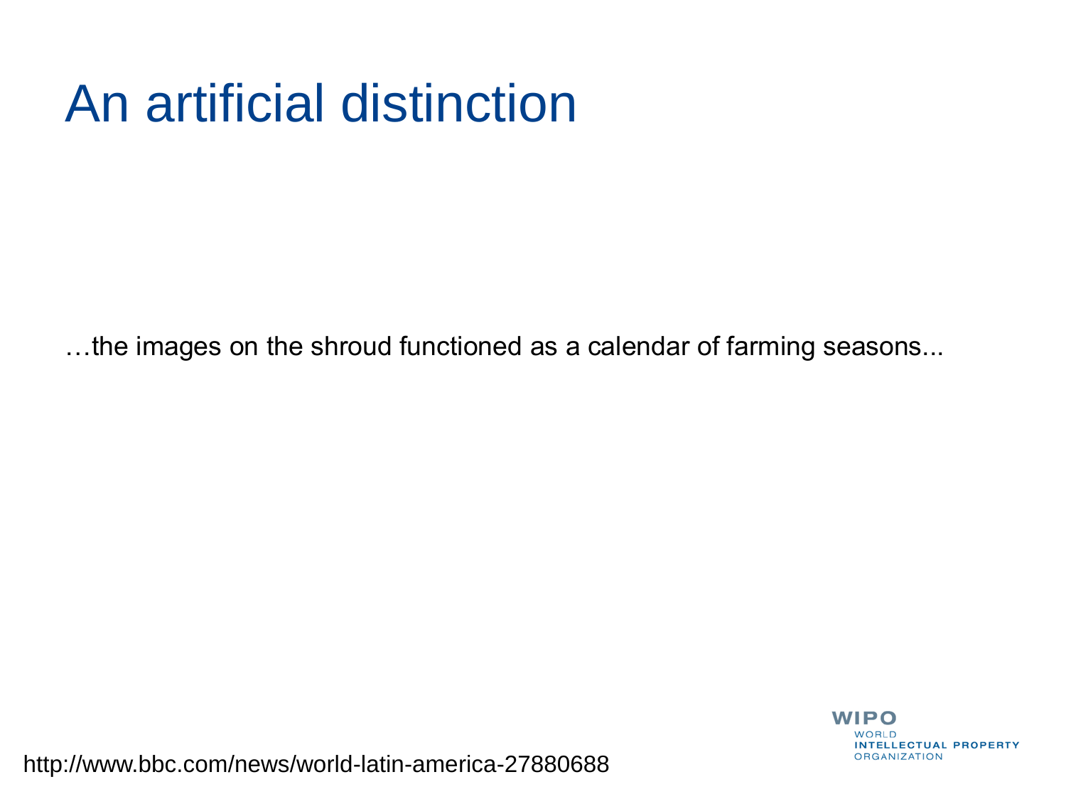# An artificial distinction

…the images on the shroud functioned as a calendar of farming seasons...

http://www.bbc.com/news/world-latin-america-27880688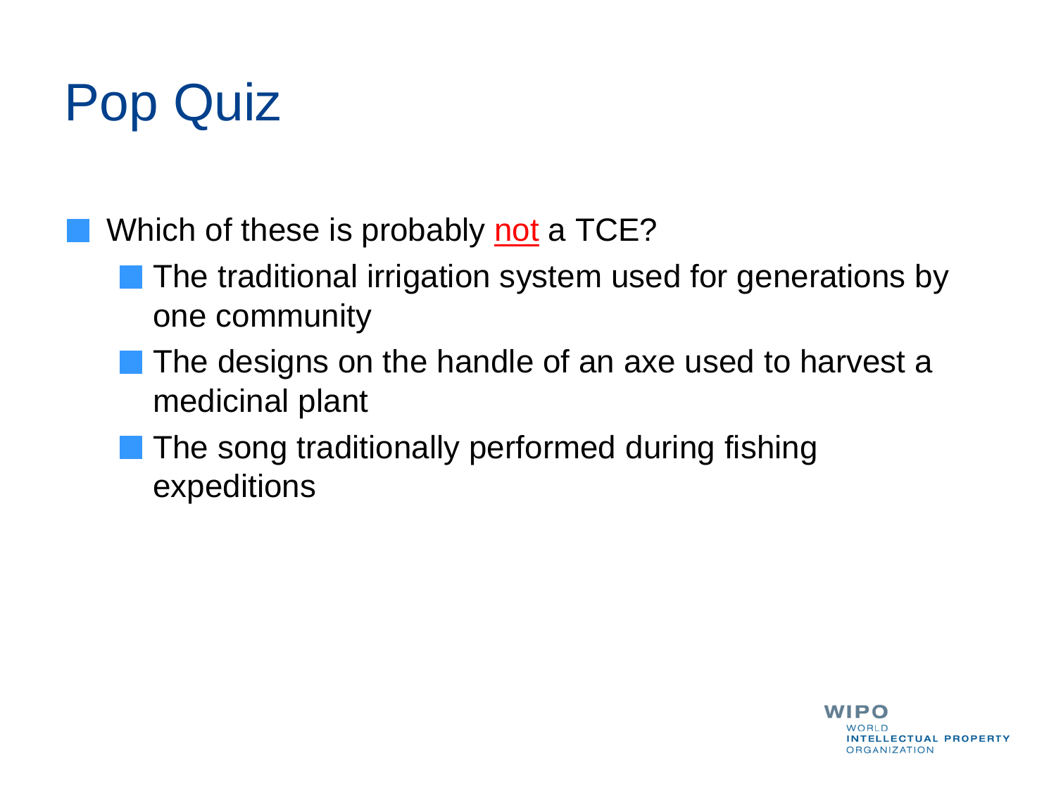# Pop Quiz

- Which of these is probably not a TCE?
  - The traditional irrigation system used for generations by one community
  - The designs on the handle of an axe used to harvest a medicinal plant
  - The song traditionally performed during fishing expeditions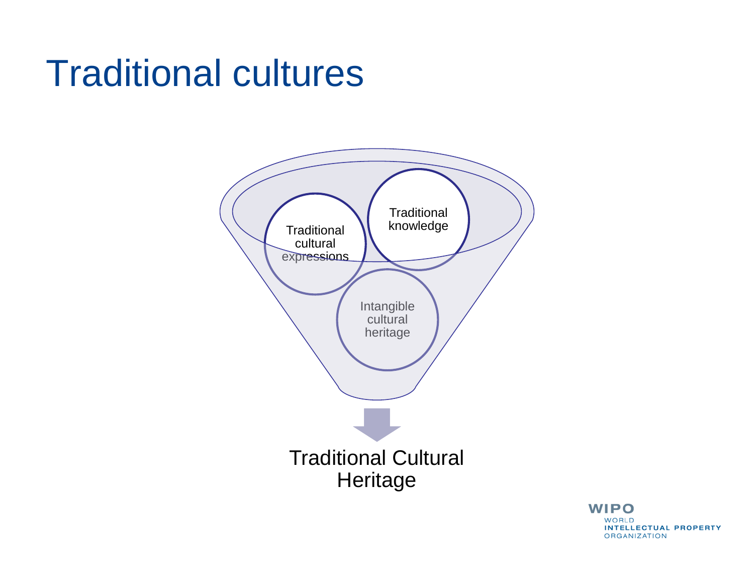# Traditional cultures

Traditional cultural expressions

Traditional knowledge

Intangible cultural heritage

Traditional Cultural Heritage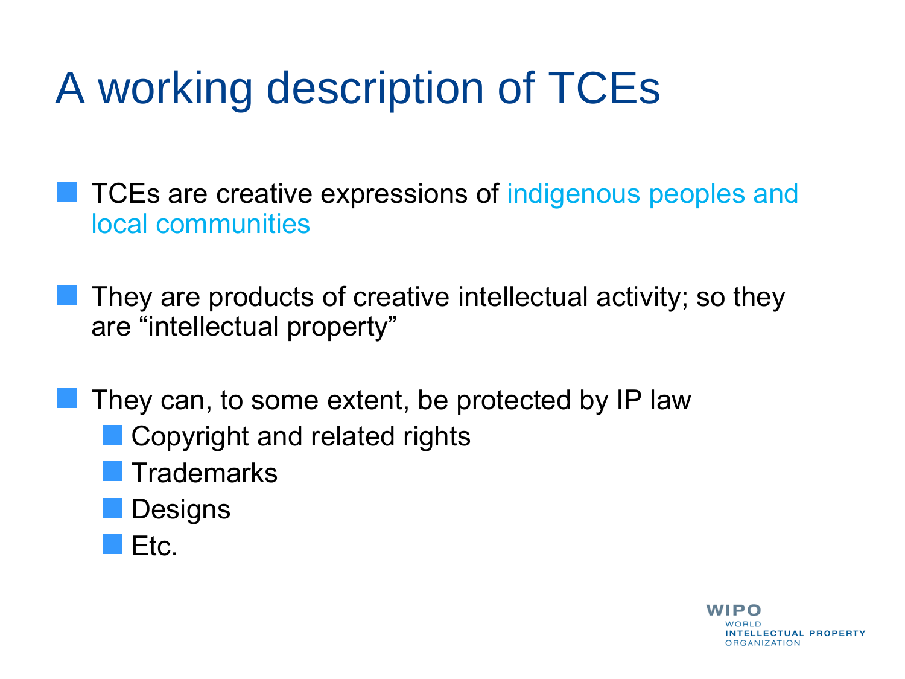# A working description of TCEs

- TCEs are creative expressions of indigenous peoples and local communities
- They are products of creative intellectual activity; so they are “intellectual property”
- They can, to some extent, be protected by IP law
  - Copyright and related rights
  - Trademarks
  - Designs
  - Etc.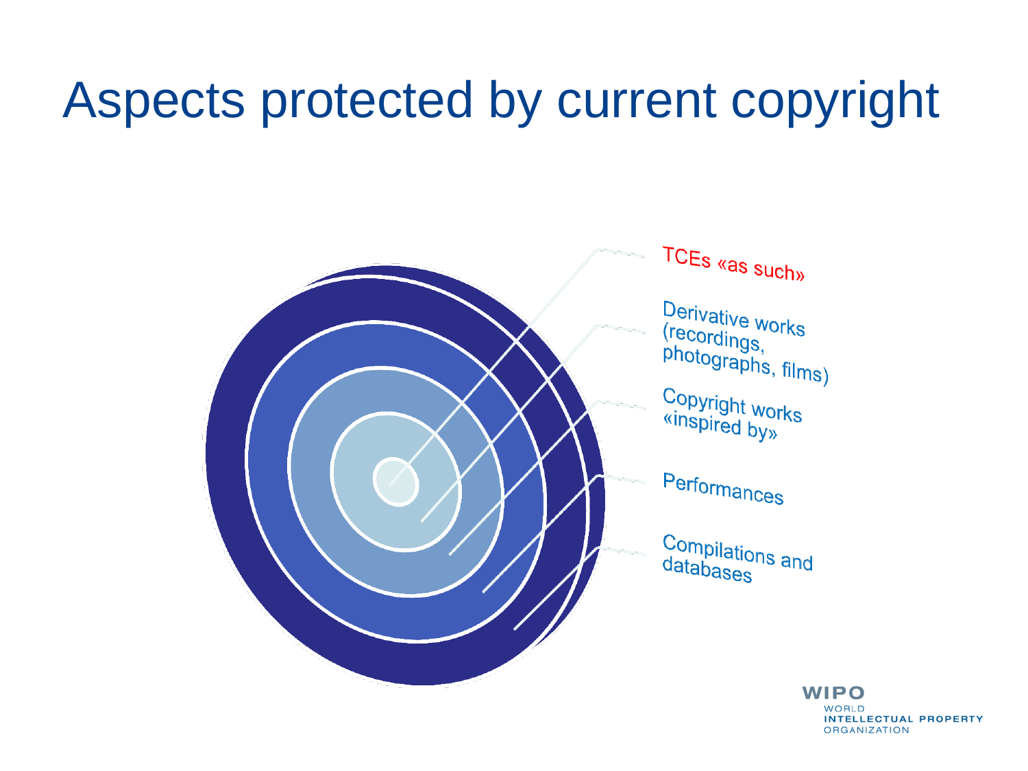# Aspects protected by current copyright

- TCEs «as such»
- Derivative works (recordings, photographs, films)
- Copyright works «inspired by»
- Performances
- Compilations and databases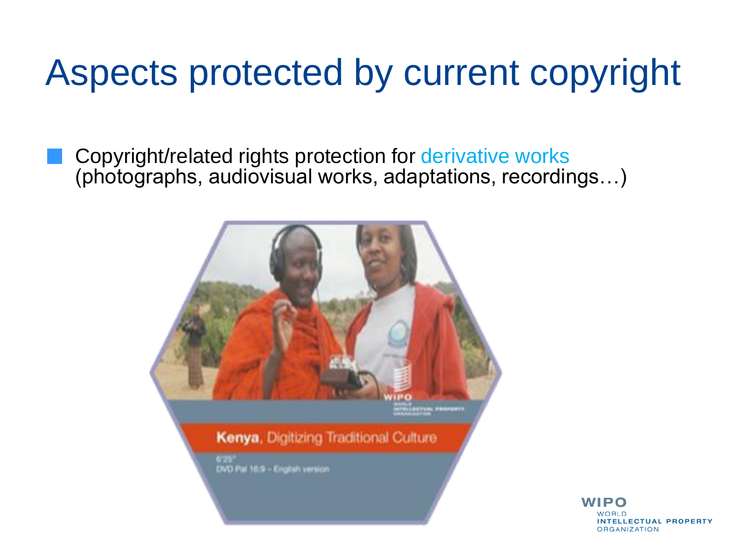# Aspects protected by current copyright

- Copyright/related rights protection for derivative works (photographs, audiovisual works, adaptations, recordings…)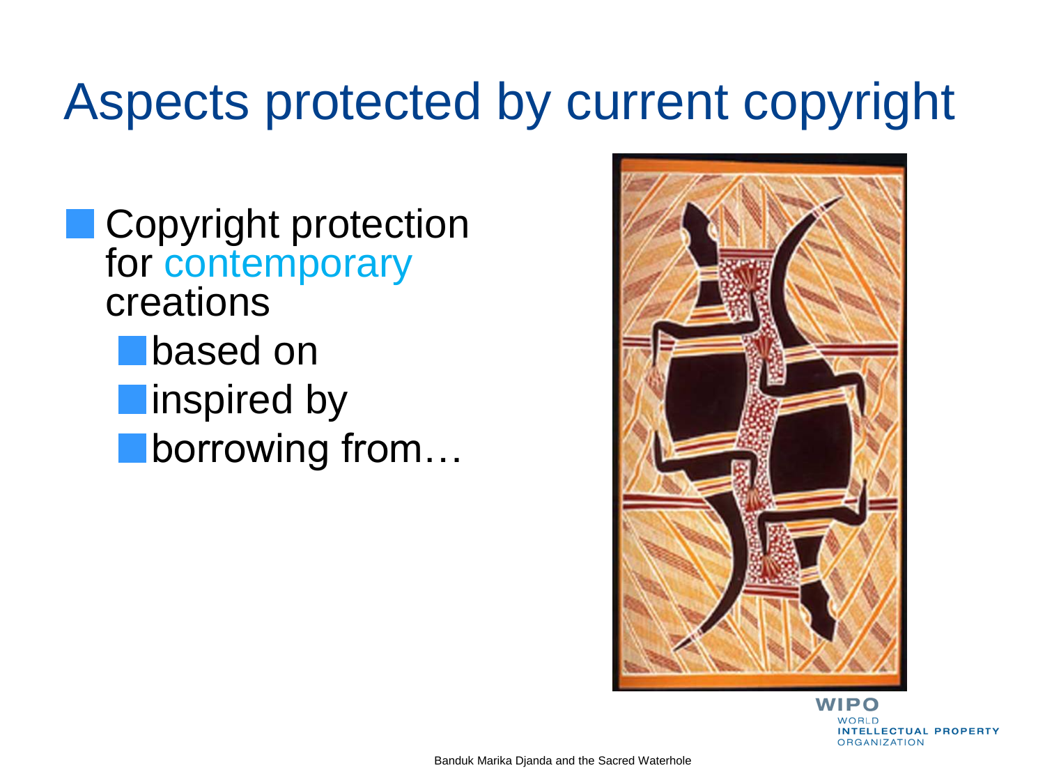# Aspects protected by current copyright

- Copyright protection for contemporary creations
  - based on
  - inspired by
  - borrowing from…

Banduk Marika Djanda and the Sacred Waterhole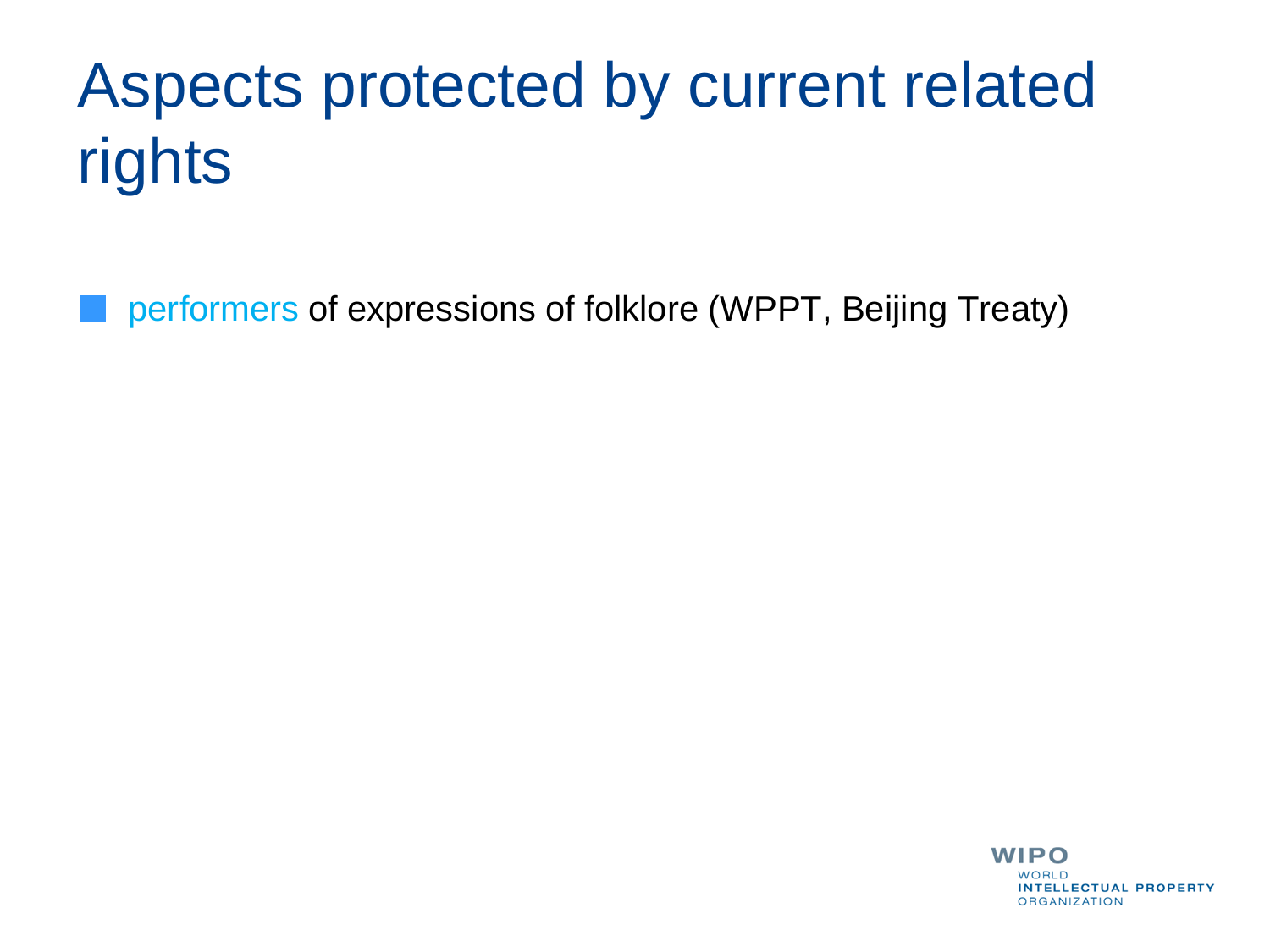# Aspects protected by current related rights

- performers of expressions of folklore (WPPT, Beijing Treaty)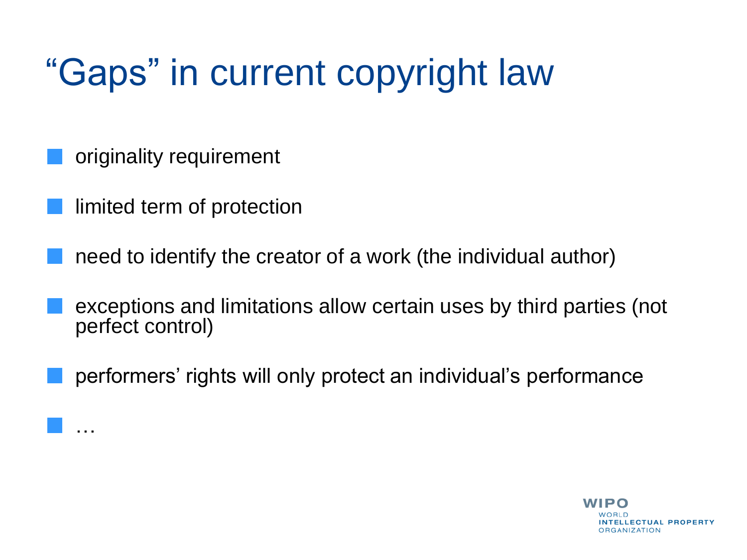# “Gaps” in current copyright law

- originality requirement
- limited term of protection
- need to identify the creator of a work (the individual author)
- exceptions and limitations allow certain uses by third parties (not perfect control)
- performers’ rights will only protect an individual’s performance
- …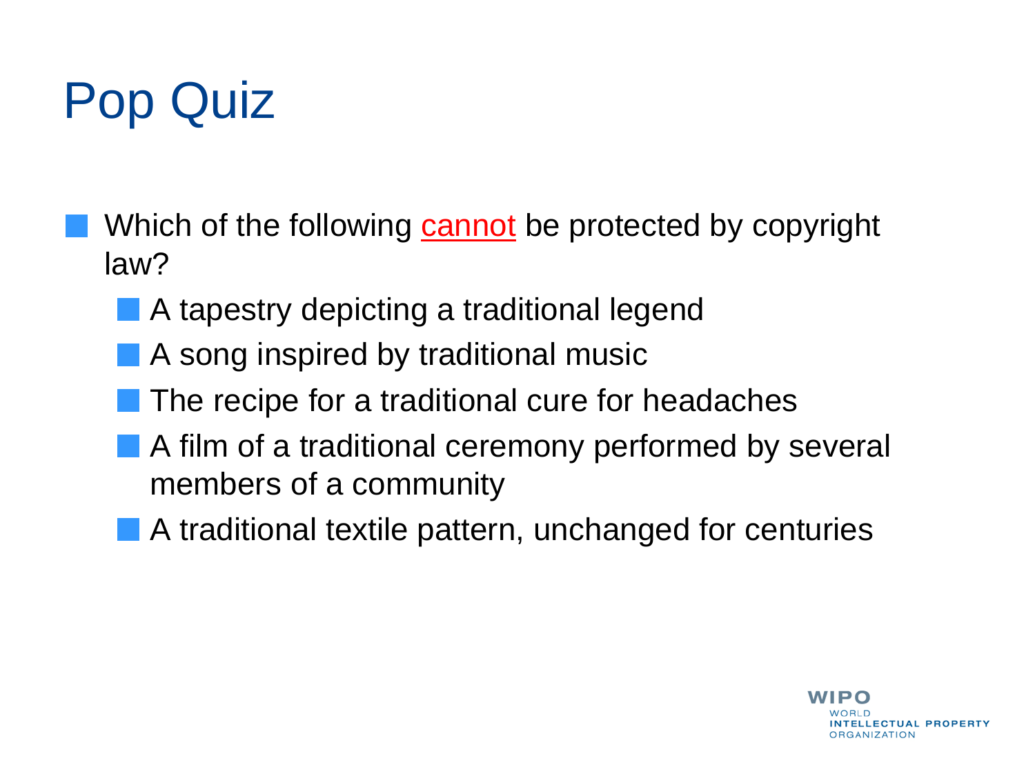# Pop Quiz

- Which of the following <u>cannot</u> be protected by copyright law?
  - A tapestry depicting a traditional legend
  - A song inspired by traditional music
  - The recipe for a traditional cure for headaches
  - A film of a traditional ceremony performed by several members of a community
  - A traditional textile pattern, unchanged for centuries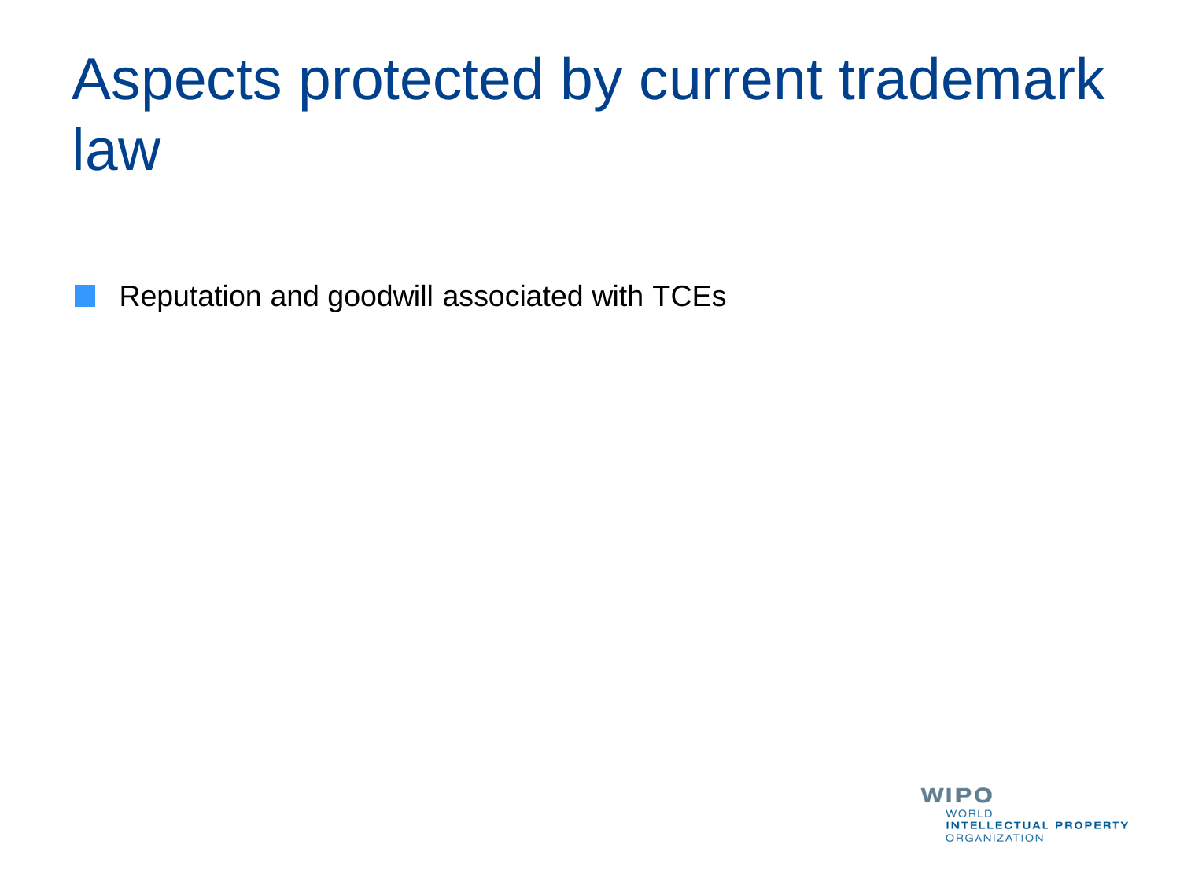# Aspects protected by current trademark law

- Reputation and goodwill associated with TCEs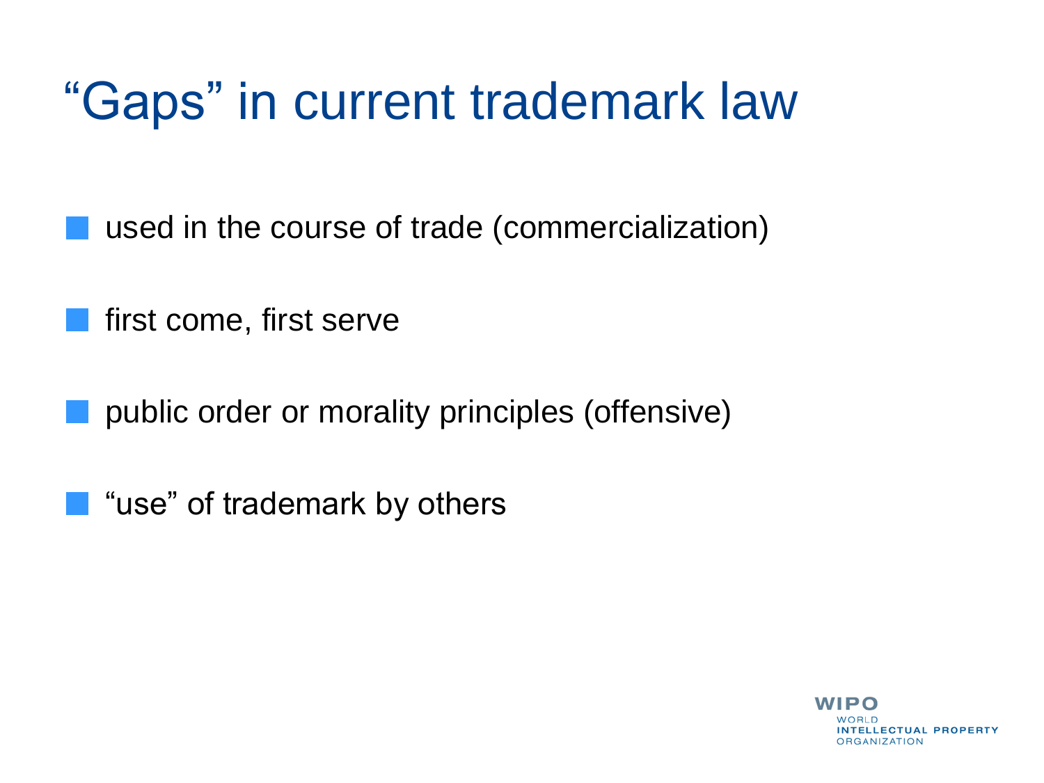# "Gaps" in current trademark law

- used in the course of trade (commercialization)
- first come, first serve
- public order or morality principles (offensive)
- "use" of trademark by others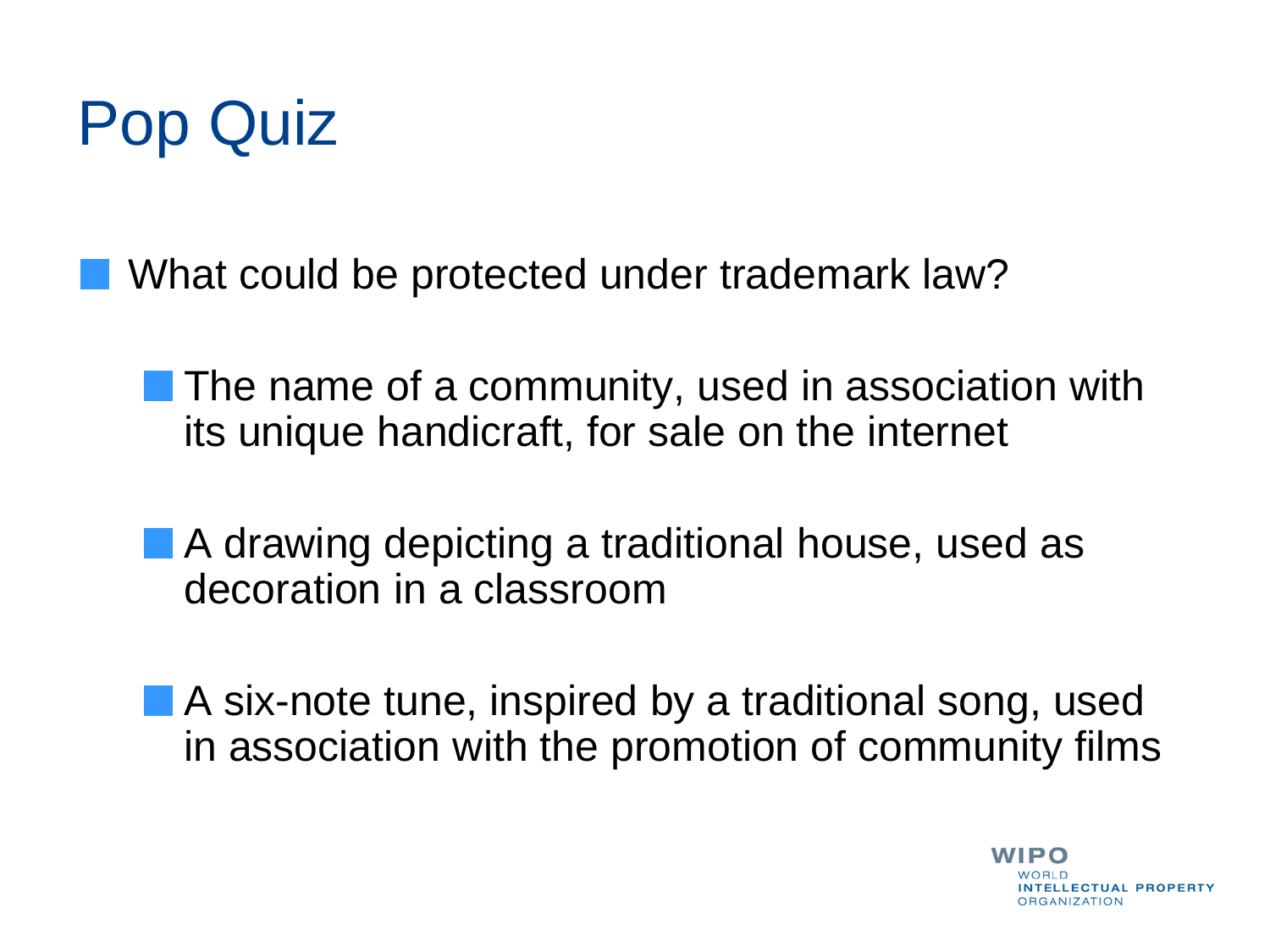# Pop Quiz

- What could be protected under trademark law?
  - The name of a community, used in association with its unique handicraft, for sale on the internet
  - A drawing depicting a traditional house, used as decoration in a classroom
  - A six-note tune, inspired by a traditional song, used in association with the promotion of community films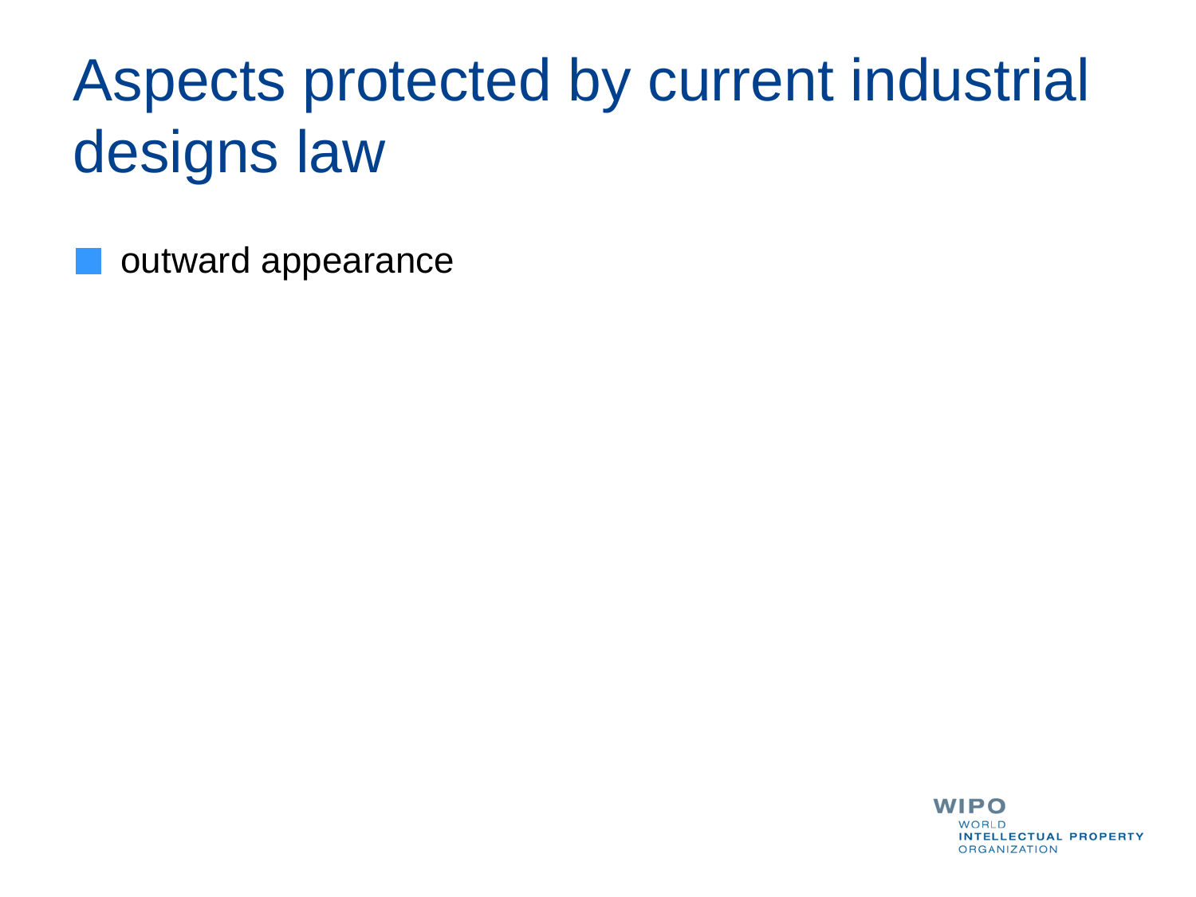# Aspects protected by current industrial designs law

- outward appearance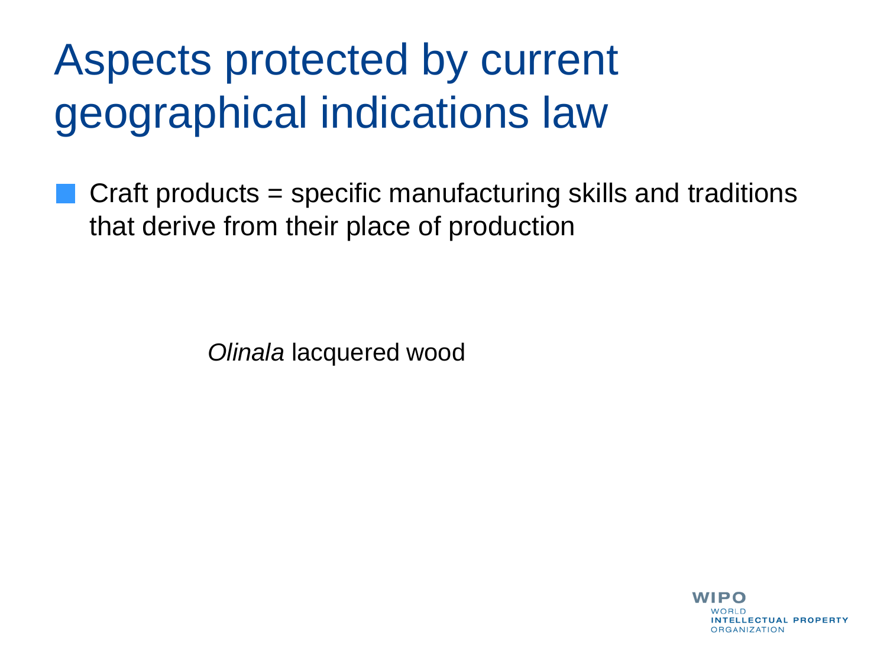# Aspects protected by current geographical indications law

- Craft products = specific manufacturing skills and traditions that derive from their place of production

*Olinala* lacquered wood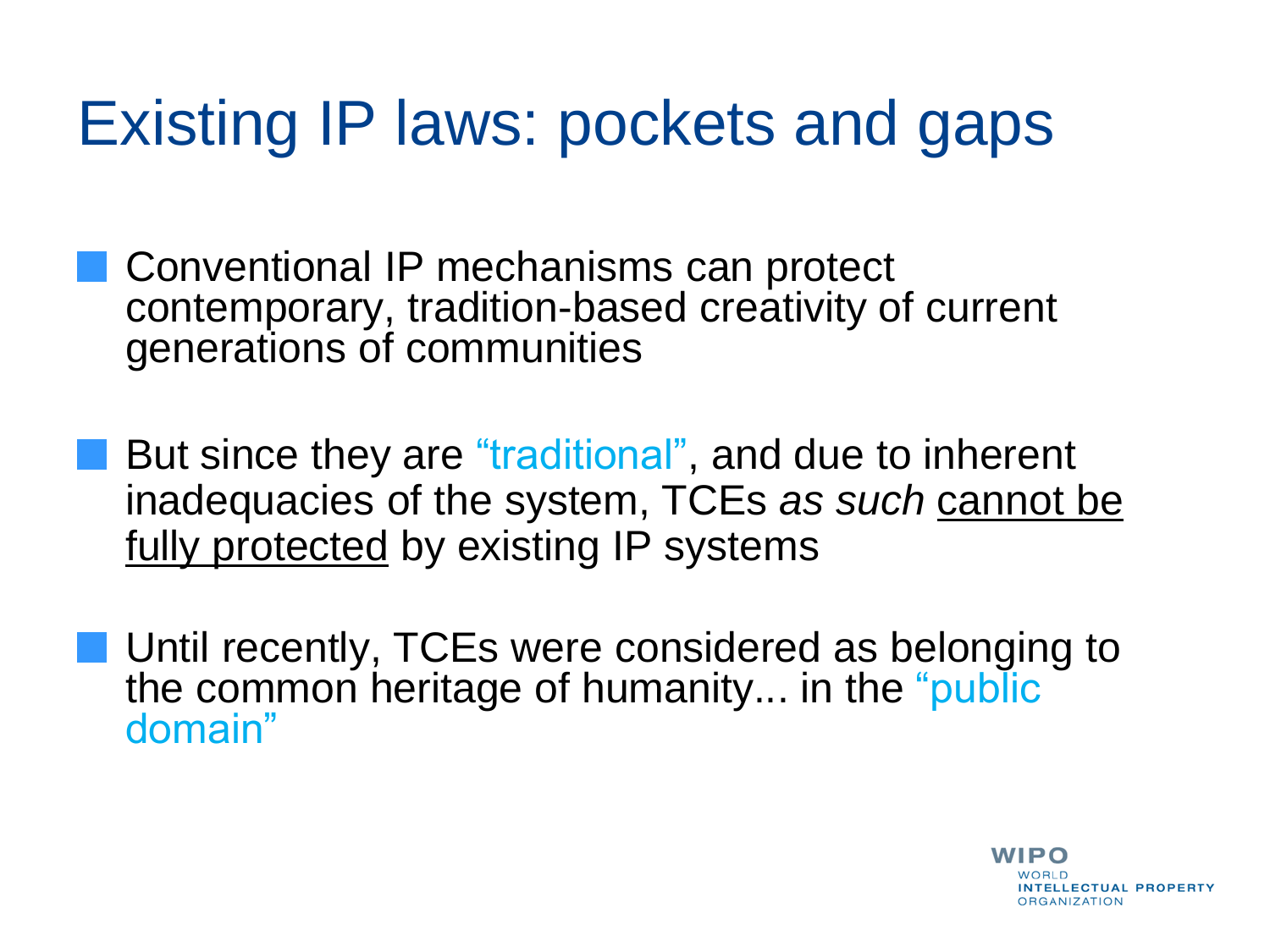# Existing IP laws: pockets and gaps

- Conventional IP mechanisms can protect contemporary, tradition-based creativity of current generations of communities

- But since they are "traditional", and due to inherent inadequacies of the system, TCEs *as such* <u>cannot be fully protected</u> by existing IP systems

- Until recently, TCEs were considered as belonging to the common heritage of humanity... in the "public domain"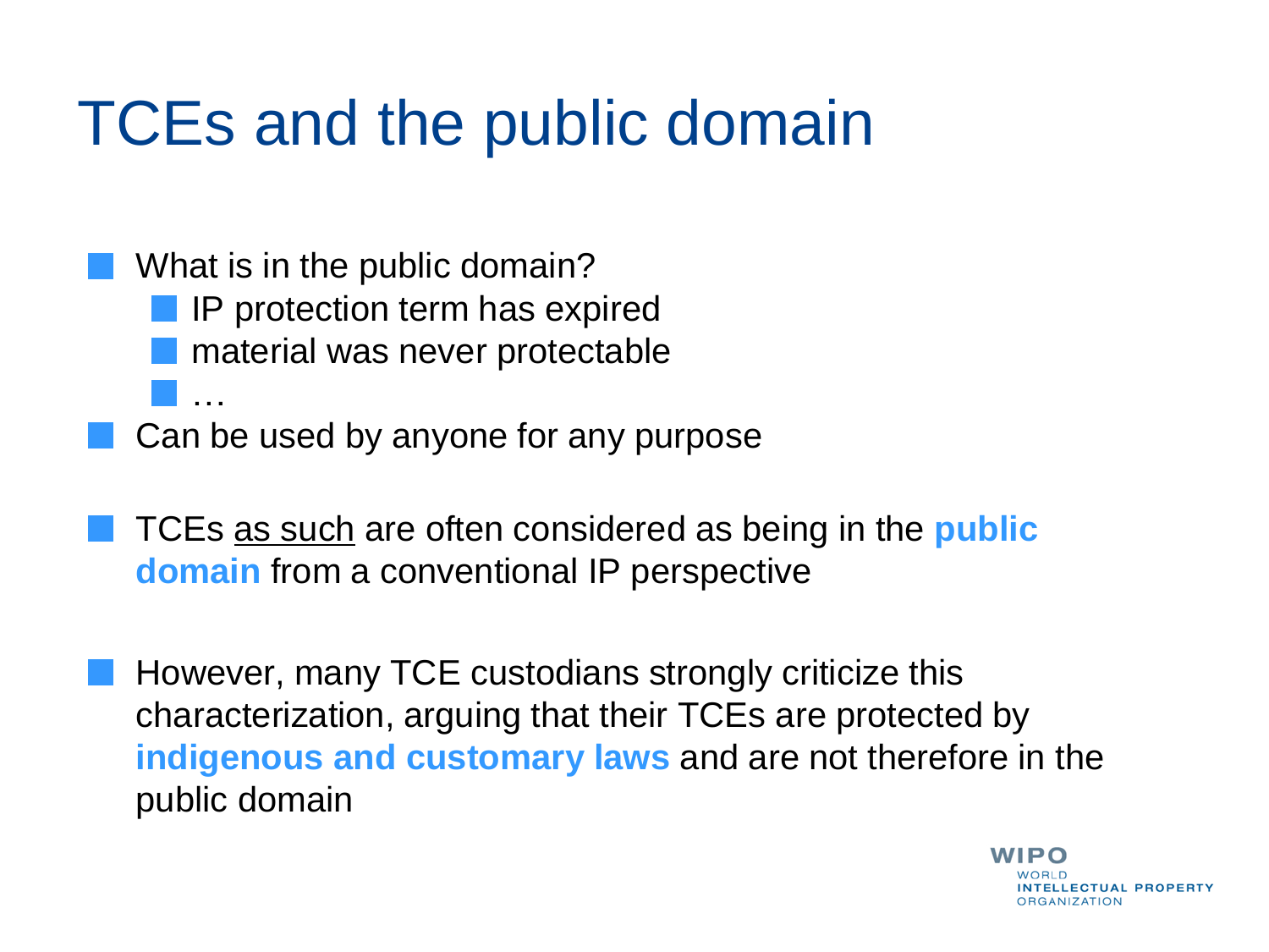# TCEs and the public domain

- What is in the public domain?
  - IP protection term has expired
  - material was never protectable
  - …
- Can be used by anyone for any purpose

- TCEs as such are often considered as being in the **public domain** from a conventional IP perspective

- However, many TCE custodians strongly criticize this characterization, arguing that their TCEs are protected by **indigenous and customary laws** and are not therefore in the public domain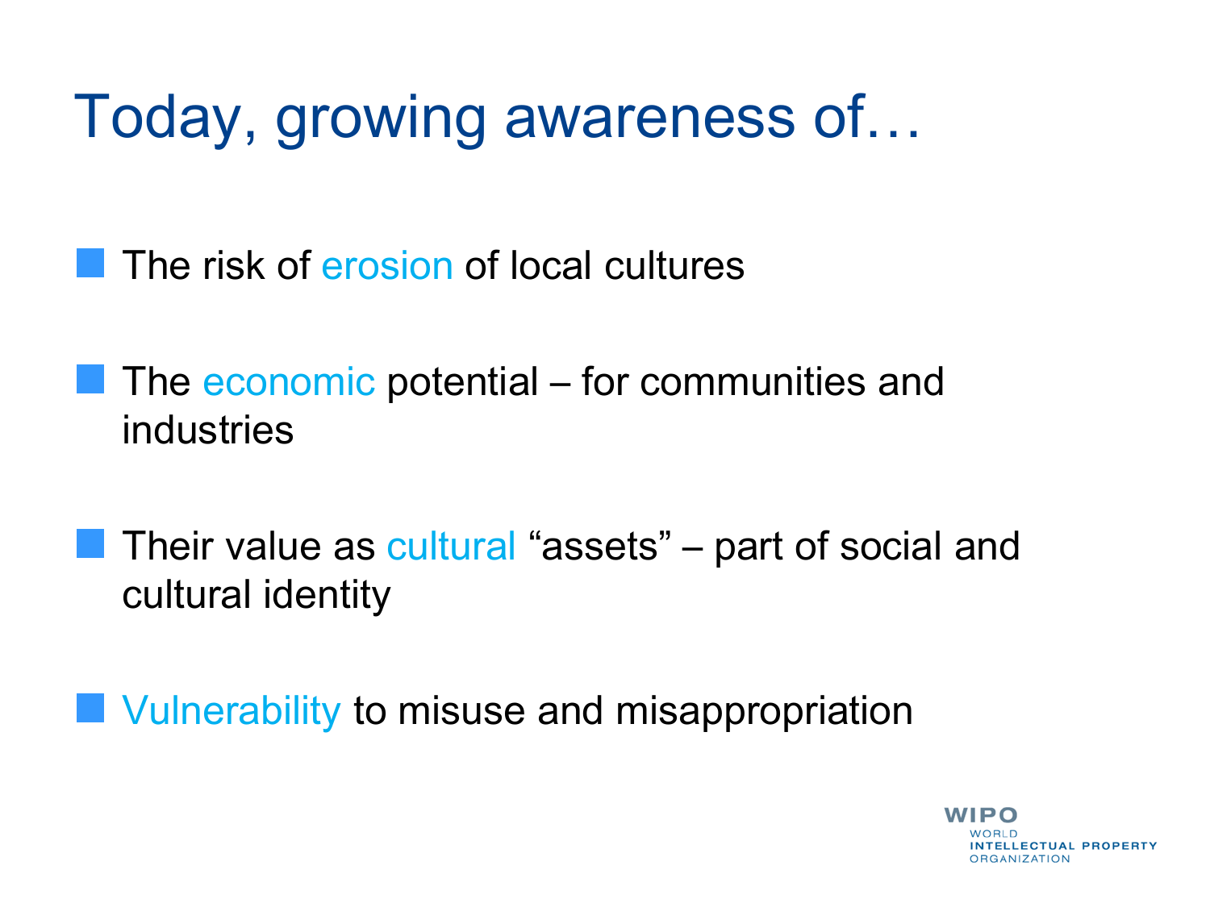# Today, growing awareness of…

- The risk of erosion of local cultures
- The economic potential – for communities and industries
- Their value as cultural "assets" – part of social and cultural identity
- Vulnerability to misuse and misappropriation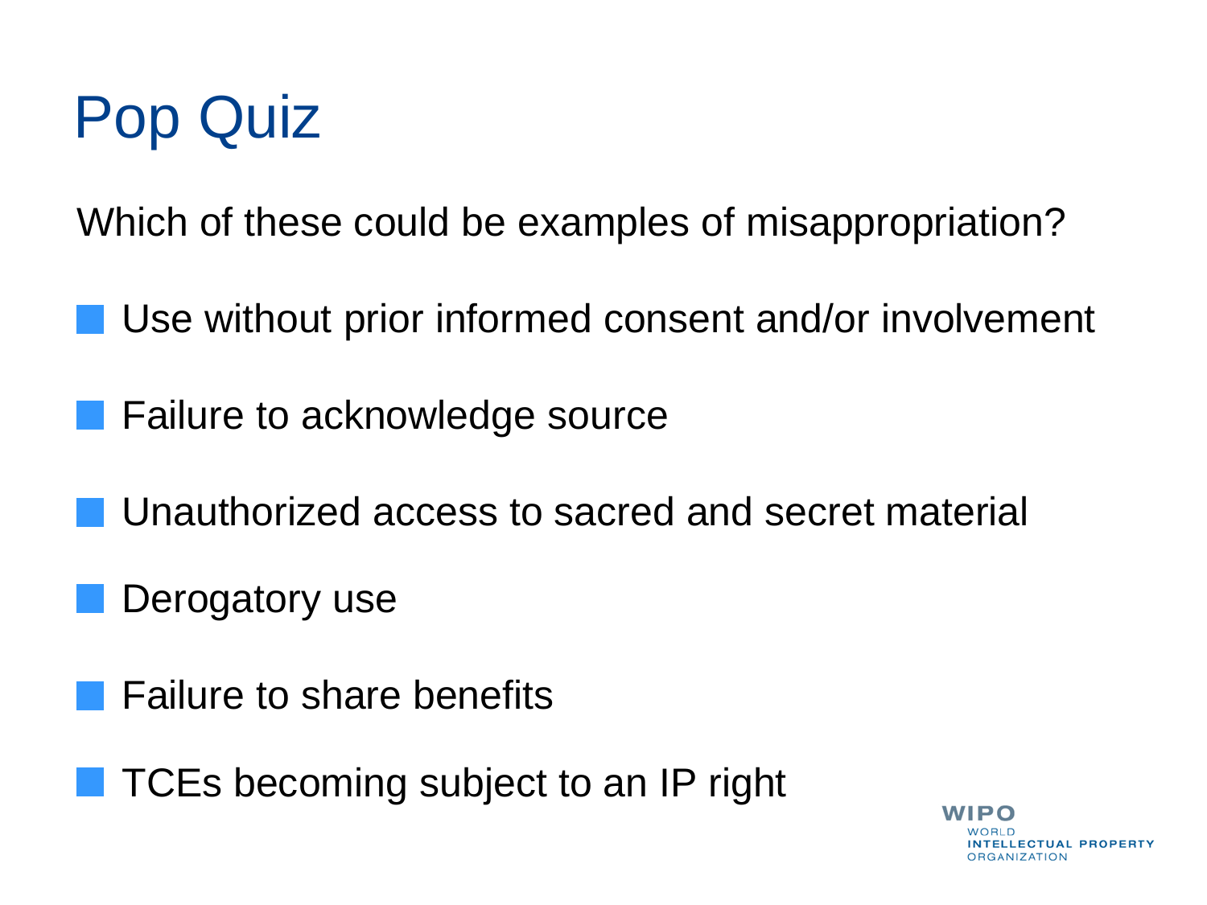# Pop Quiz

Which of these could be examples of misappropriation?

- Use without prior informed consent and/or involvement
- Failure to acknowledge source
- Unauthorized access to sacred and secret material
- Derogatory use
- Failure to share benefits
- TCEs becoming subject to an IP right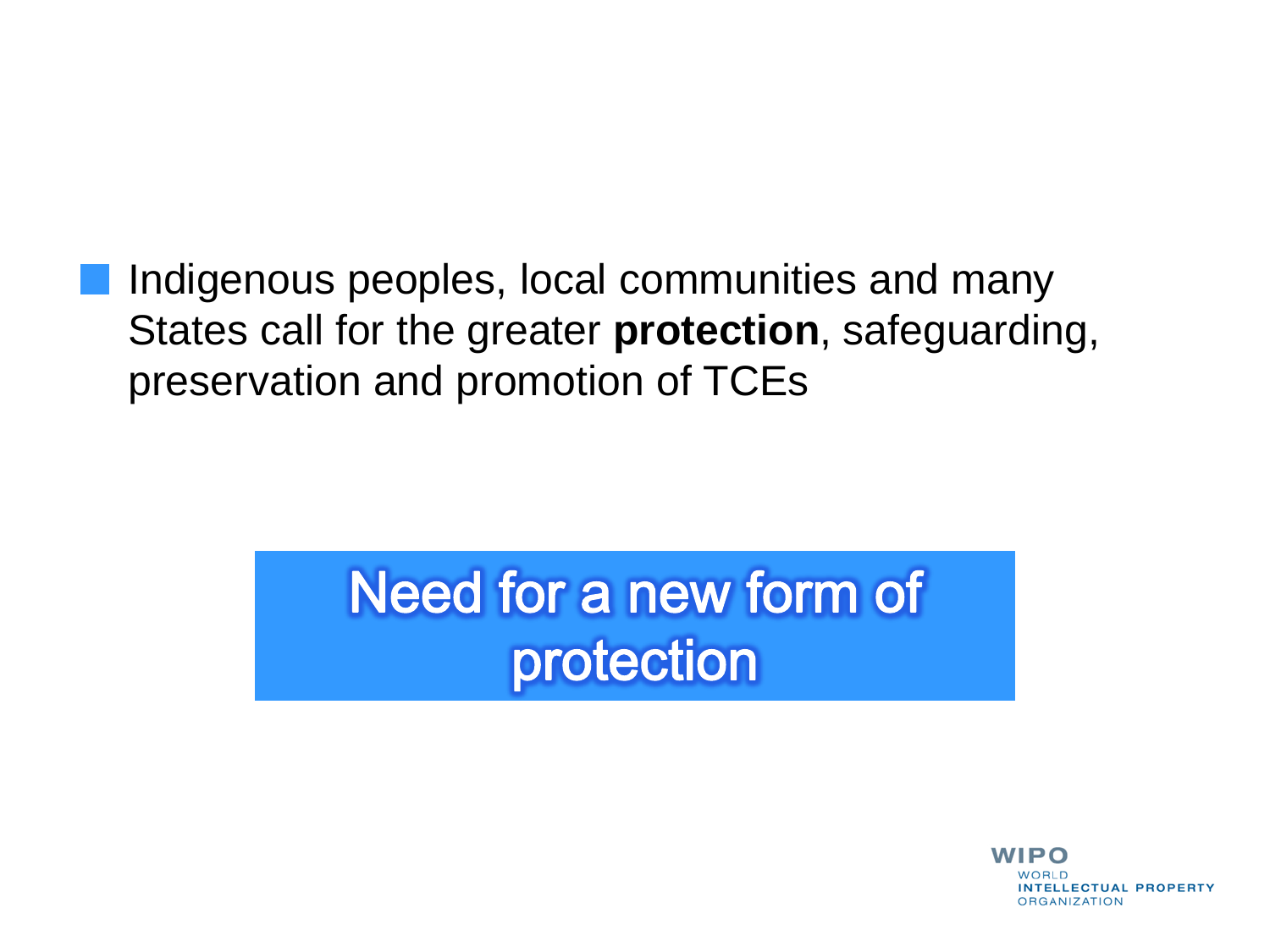- Indigenous peoples, local communities and many States call for the greater **protection**, safeguarding, preservation and promotion of TCEs

**Need for a new form of protection**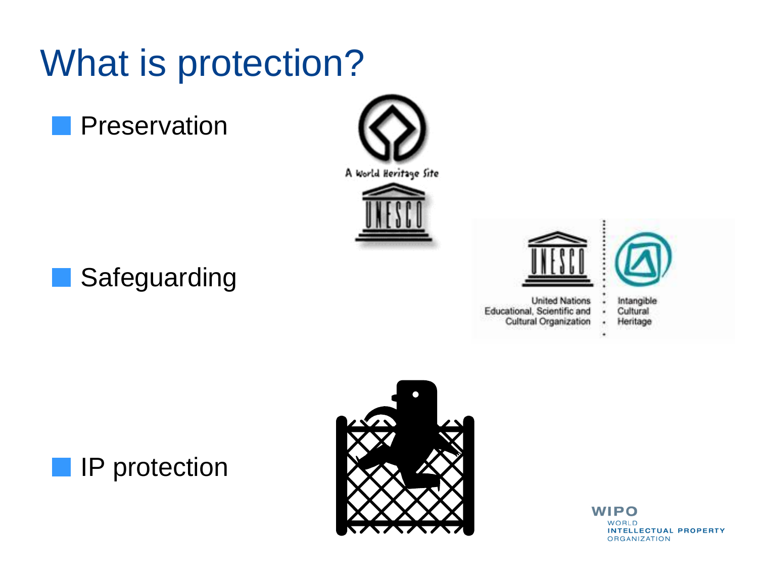# What is protection?

- Preservation
- Safeguarding
- IP protection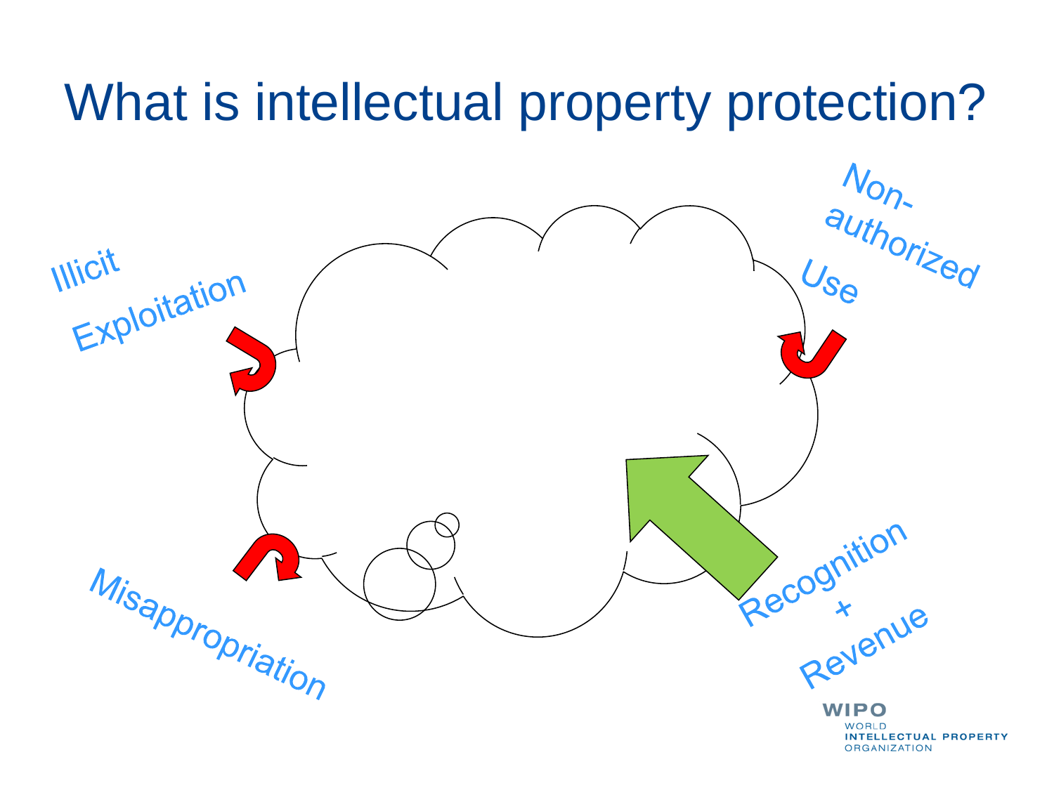# What is intellectual property protection?

Illicit Exploitation

Non-authorized Use

Misappropriation

Recognition + Revenue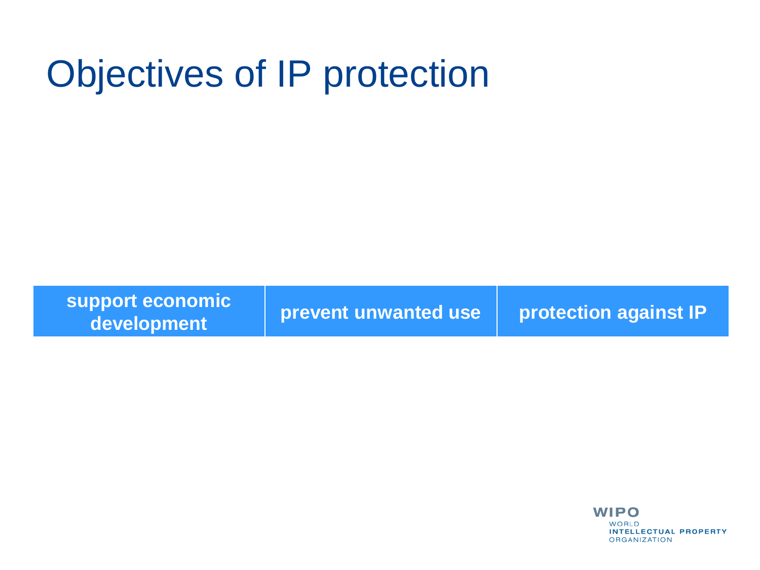# Objectives of IP protection

| support economic development | prevent unwanted use | protection against IP |
| --- | --- | --- |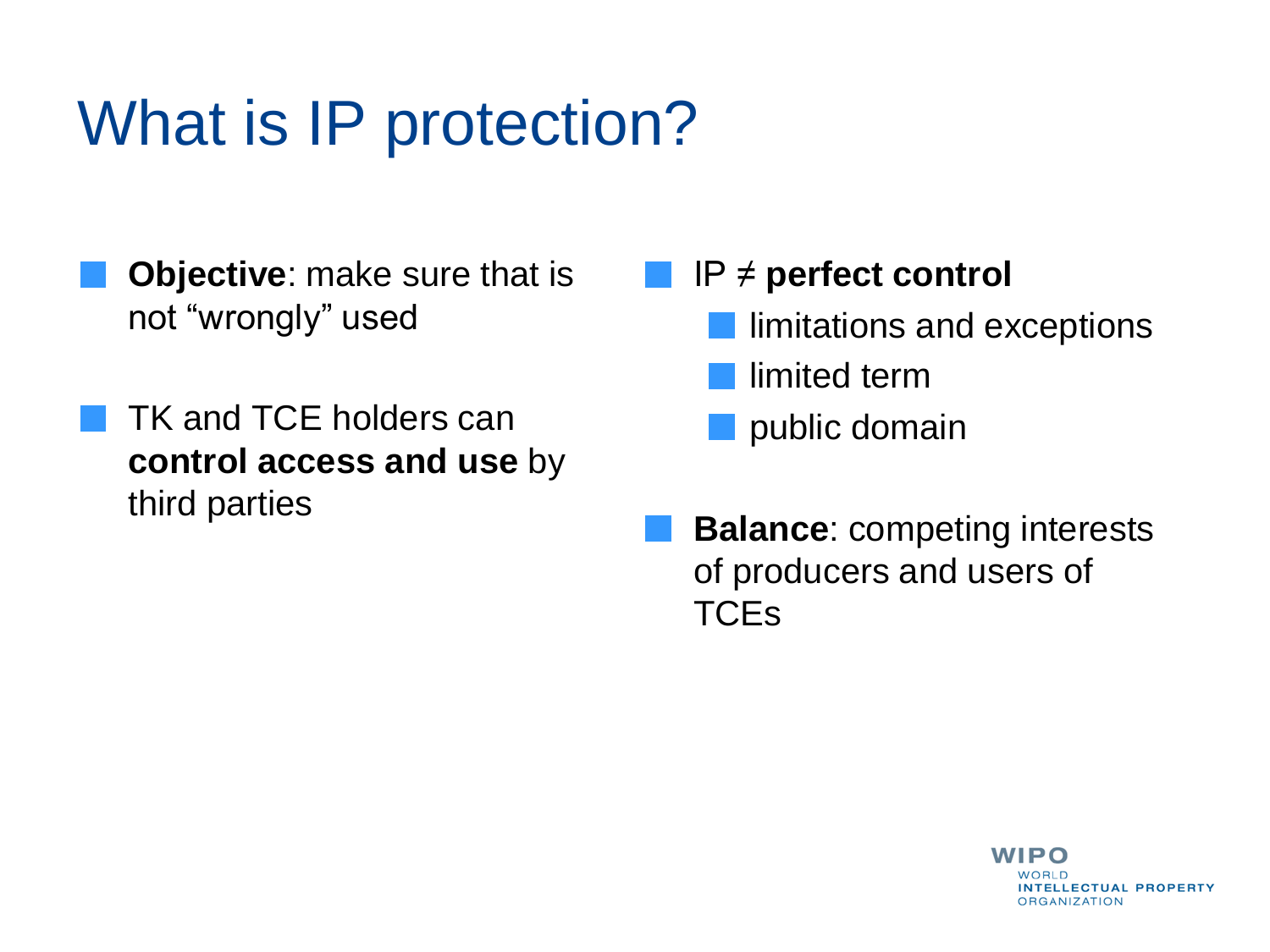# What is IP protection?

- **Objective**: make sure that is not “wrongly” used
- TK and TCE holders can **control access and use** by third parties

- IP ≠ **perfect control**
  - limitations and exceptions
  - limited term
  - public domain
- **Balance**: competing interests of producers and users of TCEs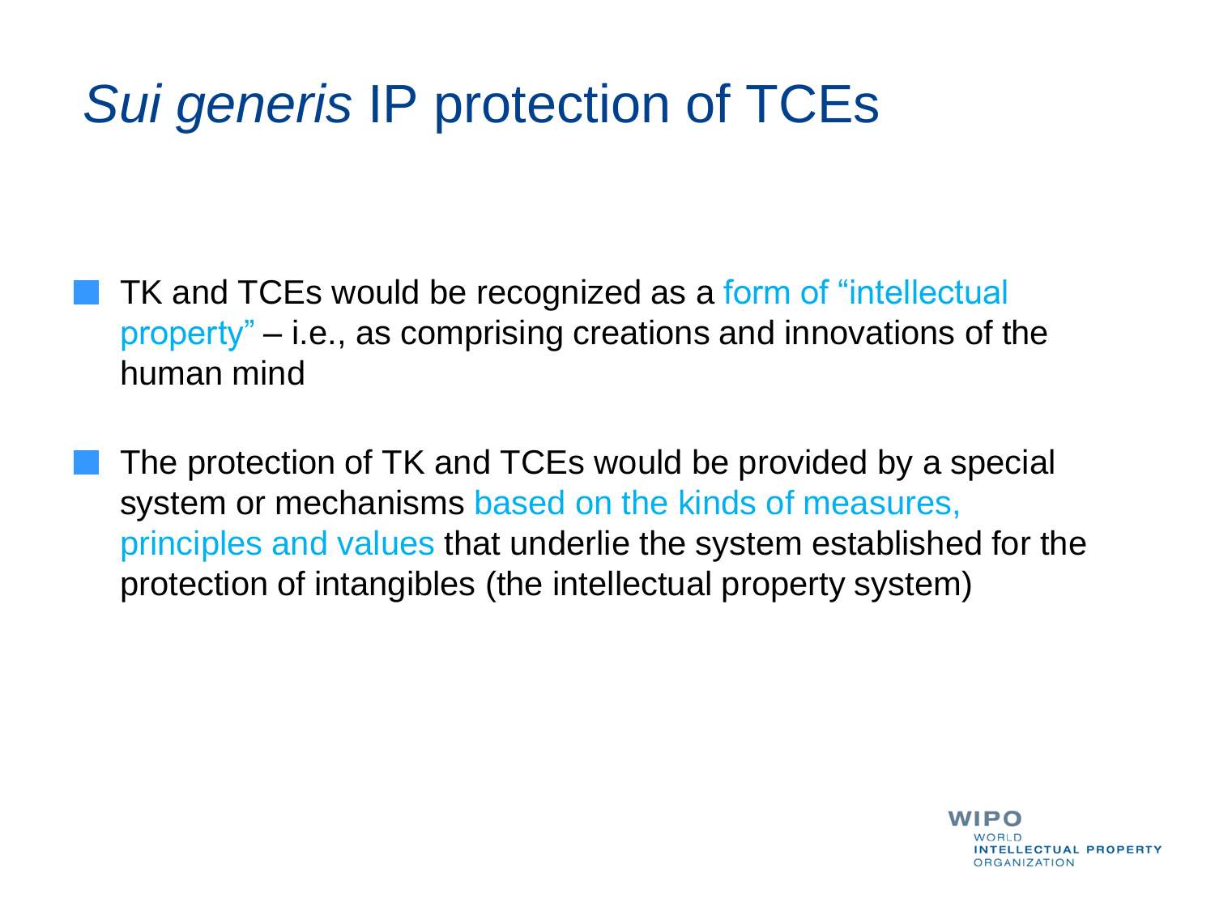# *Sui generis* IP protection of TCEs

- TK and TCEs would be recognized as a form of "intellectual property" – i.e., as comprising creations and innovations of the human mind
- The protection of TK and TCEs would be provided by a special system or mechanisms based on the kinds of measures, principles and values that underlie the system established for the protection of intangibles (the intellectual property system)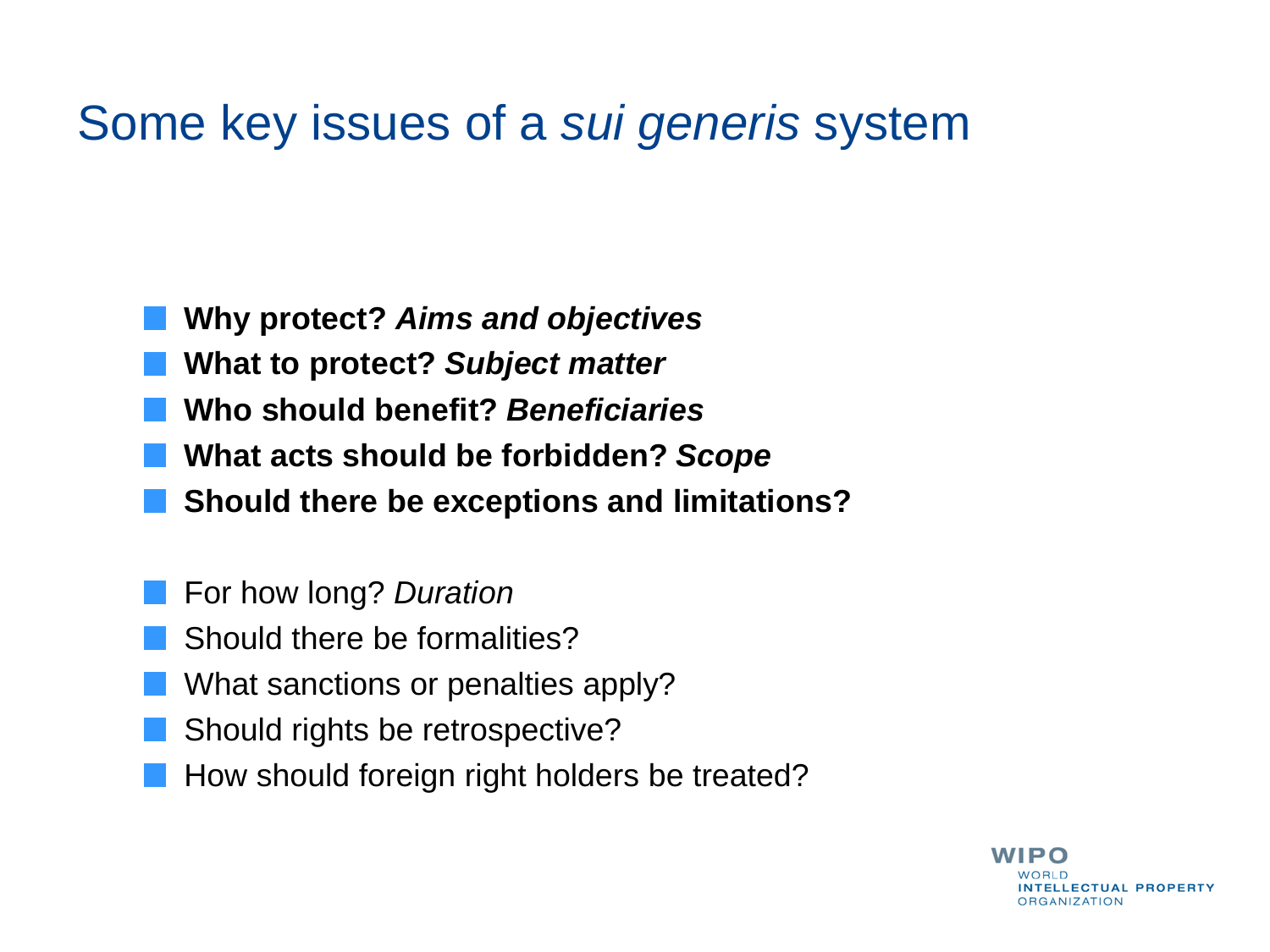# Some key issues of a *sui generis* system

- **Why protect? *Aims and objectives***
- **What to protect? *Subject matter***
- **Who should benefit? *Beneficiaries***
- **What acts should be forbidden? *Scope***
- **Should there be exceptions and limitations?**

- For how long? *Duration*
- Should there be formalities?
- What sanctions or penalties apply?
- Should rights be retrospective?
- How should foreign right holders be treated?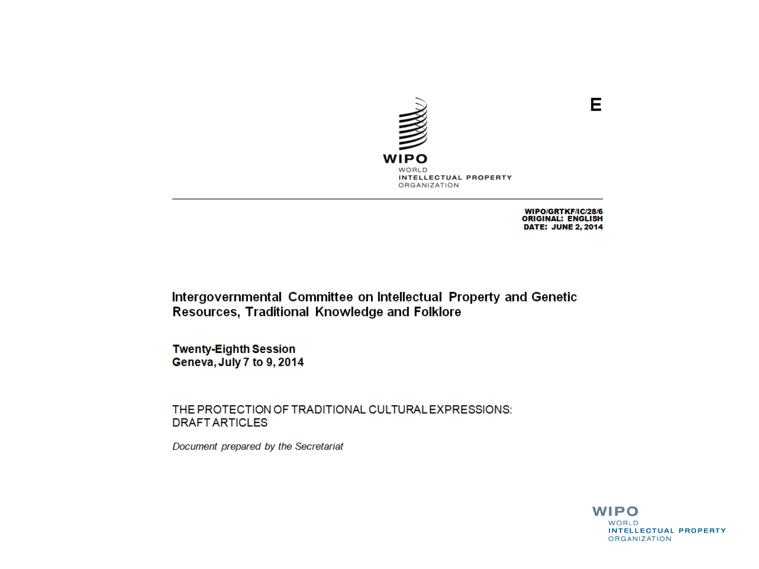E

WIPO

WORLD
INTELLECTUAL PROPERTY
ORGANIZATION

**WIPO/GRTKF/IC/28/6**
**ORIGINAL: ENGLISH**
**DATE: JUNE 2, 2014**

**Intergovernmental Committee on Intellectual Property and Genetic Resources, Traditional Knowledge and Folklore**

**Twenty-Eighth Session**
**Geneva, July 7 to 9, 2014**

THE PROTECTION OF TRADITIONAL CULTURAL EXPRESSIONS:
DRAFT ARTICLES

*Document prepared by the Secretariat*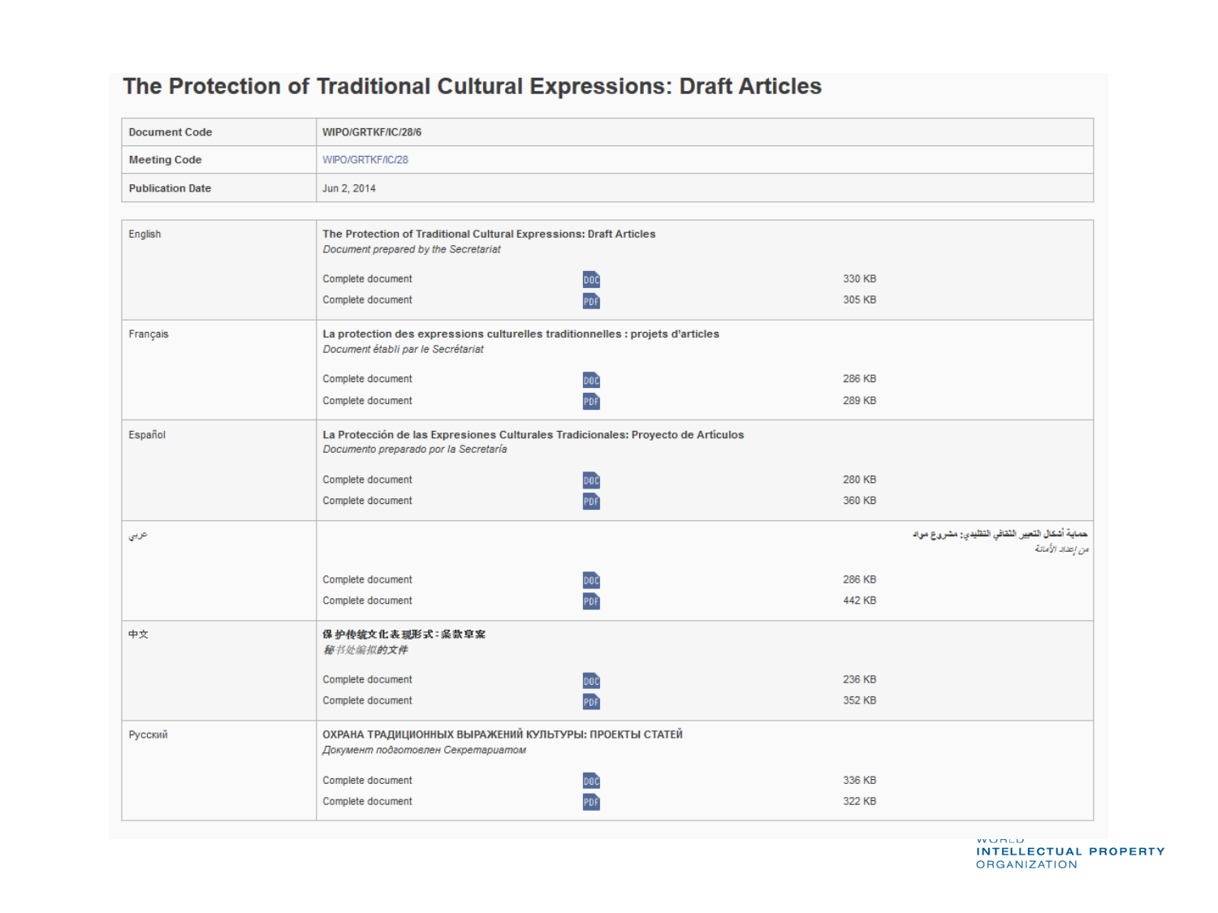# The Protection of Traditional Cultural Expressions: Draft Articles

| Document Code | WIPO/GRTKF/IC/28/6 |
| --- | --- |
| Meeting Code | WIPO/GRTKF/IC/28 |
| Publication Date | Jun 2, 2014 |

| Language | Document | Format | Size |
| --- | --- | --- | --- |
| English | **The Protection of Traditional Cultural Expressions: Draft Articles**<br>*Document prepared by the Secretariat* | | |
| | Complete document | DOC | 330 KB |
| | Complete document | PDF | 305 KB |
| Français | **La protection des expressions culturelles traditionnelles : projets d'articles**<br>*Document établi par le Secrétariat* | | |
| | Complete document | DOC | 286 KB |
| | Complete document | PDF | 289 KB |
| Español | **La Protección de las Expresiones Culturales Tradicionales: Proyecto de Artículos**<br>*Documento preparado por la Secretaría* | | |
| | Complete document | DOC | 280 KB |
| | Complete document | PDF | 360 KB |
| عربي | **حماية أشكال التعبير الثقافي التقليدي: مشروع مواد**<br>*من إعداد الأمانة* | | |
| | Complete document | DOC | 286 KB |
| | Complete document | PDF | 442 KB |
| 中文 | **保护传统文化表现形式：条款草案**<br>*秘书处编拟的文件* | | |
| | Complete document | DOC | 236 KB |
| | Complete document | PDF | 352 KB |
| Русский | **ОХРАНА ТРАДИЦИОННЫХ ВЫРАЖЕНИЙ КУЛЬТУРЫ: ПРОЕКТЫ СТАТЕЙ**<br>*Документ подготовлен Секретариатом* | | |
| | Complete document | DOC | 336 KB |
| | Complete document | PDF | 322 KB |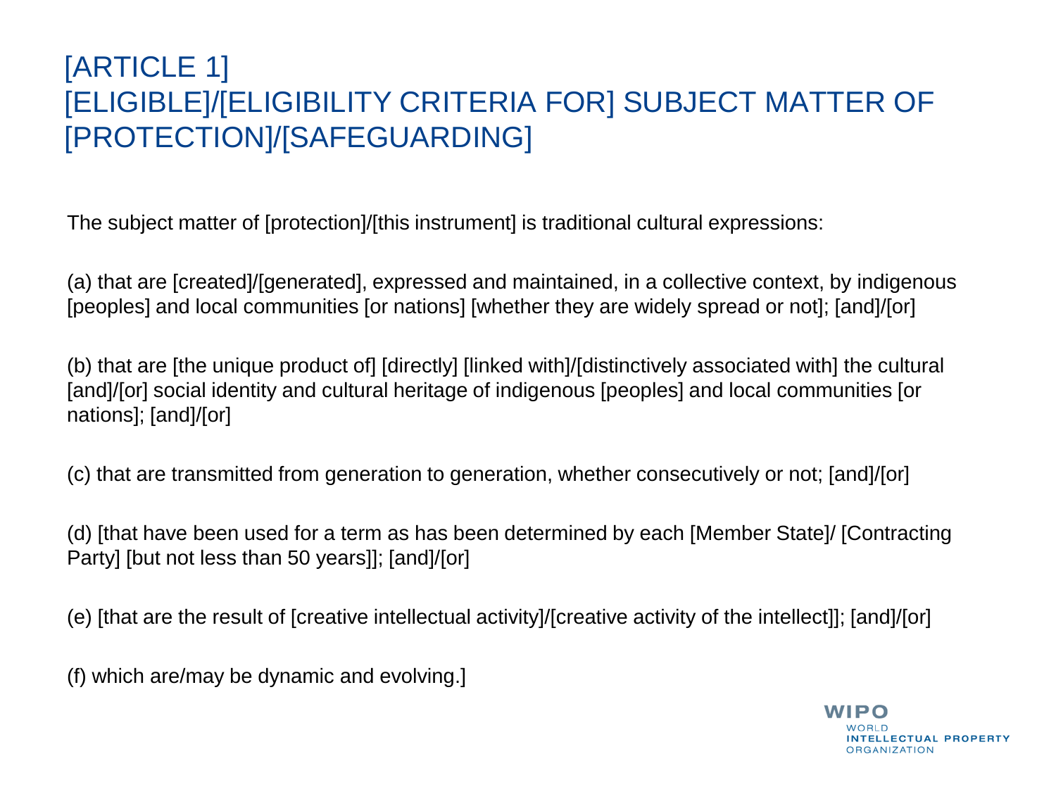# [ARTICLE 1]
# [ELIGIBLE]/[ELIGIBILITY CRITERIA FOR] SUBJECT MATTER OF [PROTECTION]/[SAFEGUARDING]

The subject matter of [protection]/[this instrument] is traditional cultural expressions:

(a) that are [created]/[generated], expressed and maintained, in a collective context, by indigenous [peoples] and local communities [or nations] [whether they are widely spread or not]; [and]/[or]

(b) that are [the unique product of] [directly] [linked with]/[distinctively associated with] the cultural [and]/[or] social identity and cultural heritage of indigenous [peoples] and local communities [or nations]; [and]/[or]

(c) that are transmitted from generation to generation, whether consecutively or not; [and]/[or]

(d) [that have been used for a term as has been determined by each [Member State]/ [Contracting Party] [but not less than 50 years]]; [and]/[or]

(e) [that are the result of [creative intellectual activity]/[creative activity of the intellect]]; [and]/[or]

(f) which are/may be dynamic and evolving.]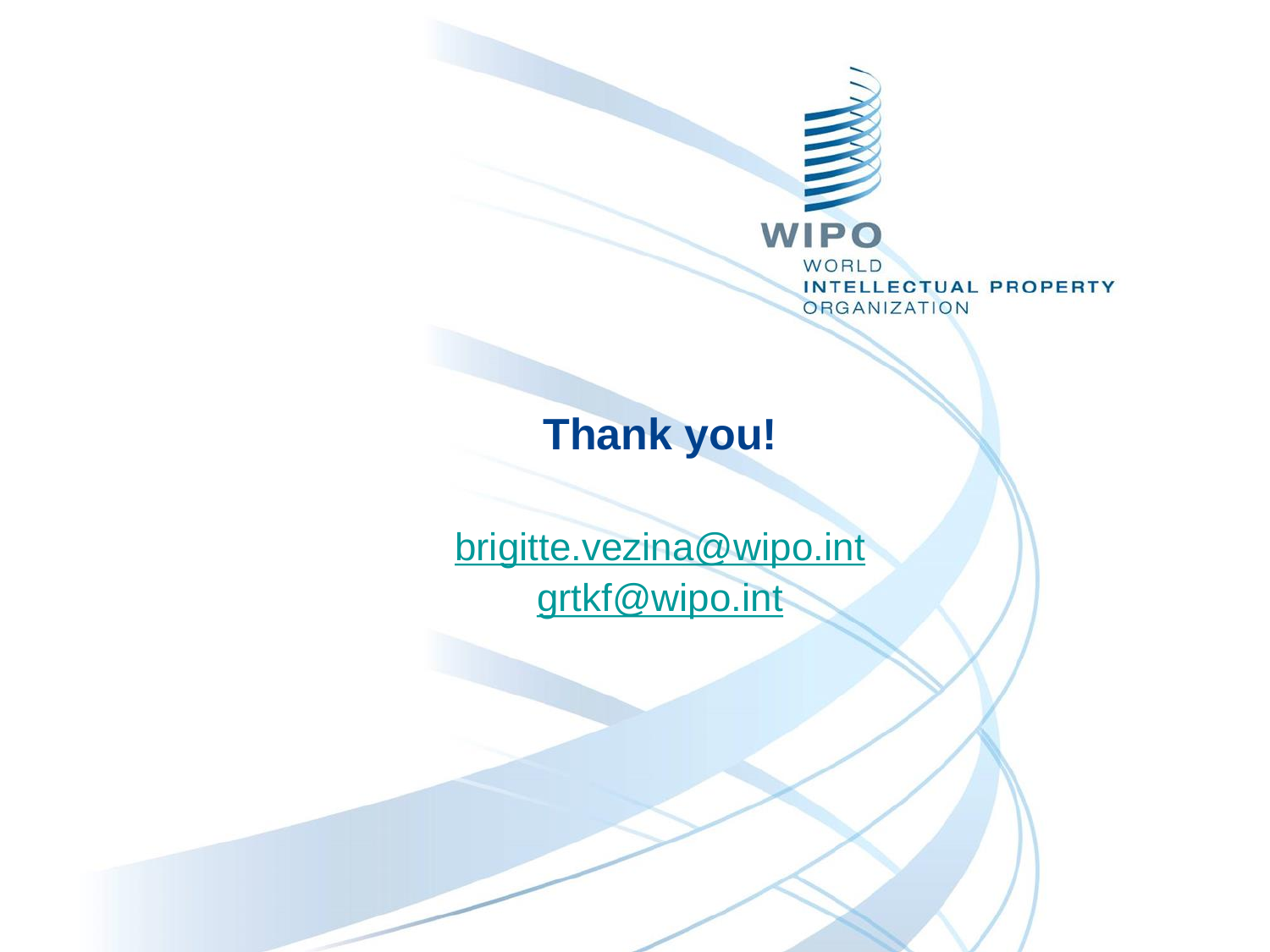WIPO
WORLD
INTELLECTUAL PROPERTY
ORGANIZATION

**Thank you!**

brigitte.vezina@wipo.int
grtkf@wipo.int